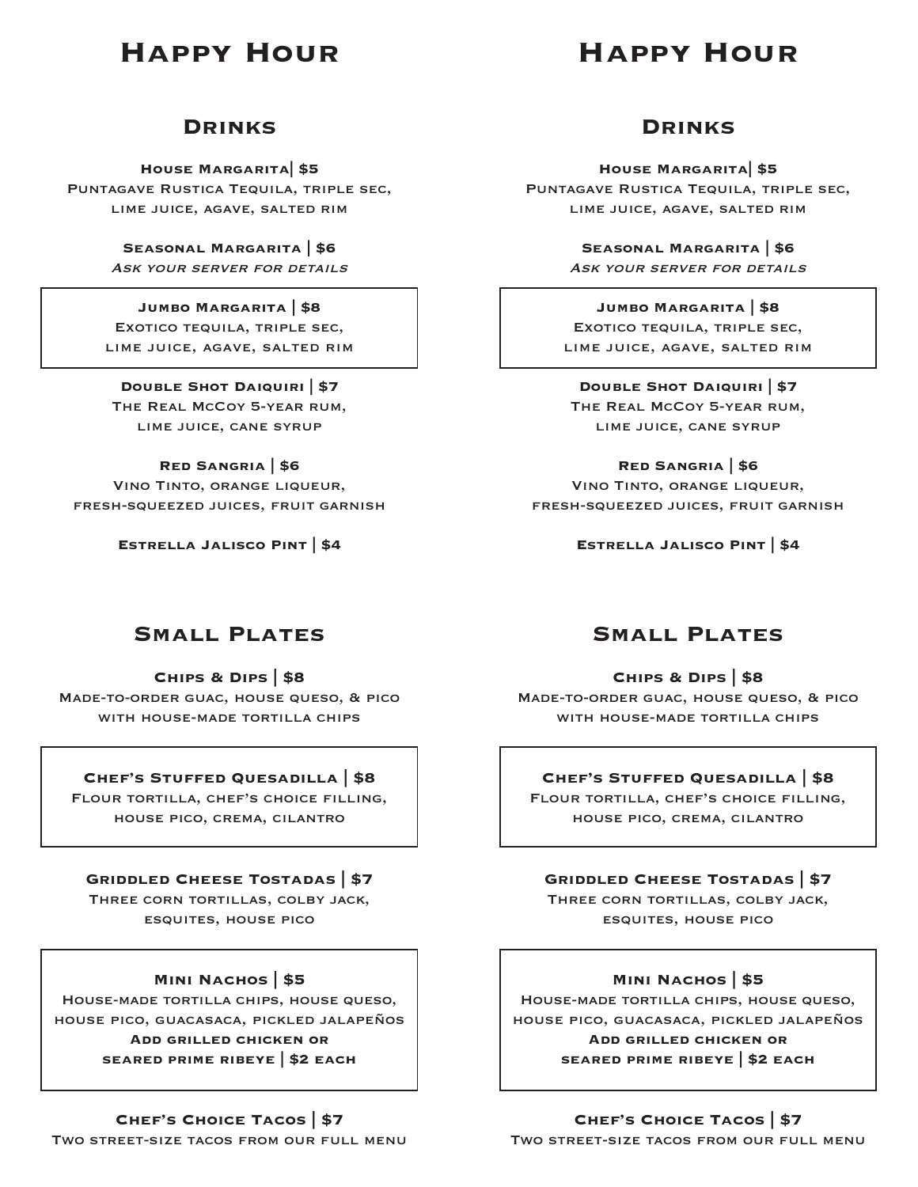# Happy Hour

## Drinks

**House Margarita| $5**
Puntagave Rustica Tequila, triple sec, lime juice, agave, salted rim

**Seasonal Margarita | $6**
*Ask your server for details*

**Jumbo Margarita | $8**
Exotico tequila, triple sec, lime juice, agave, salted rim

**Double Shot Daiquiri | $7**
The Real McCoy 5-year rum, lime juice, cane syrup

**Red Sangria | $6**
Vino Tinto, orange liqueur, fresh-squeezed juices, fruit garnish

**Estrella Jalisco Pint | $4**

## Small Plates

**Chips & Dips | $8**
Made-to-order guac, house queso, & pico with house-made tortilla chips

**Chef's Stuffed Quesadilla | $8**
Flour tortilla, chef's choice filling, house pico, crema, cilantro

**Griddled Cheese Tostadas | $7**
Three corn tortillas, colby jack, esquites, house pico

**Mini Nachos | $5**
House-made tortilla chips, house queso, house pico, guacasaca, pickled jalapeños
**Add grilled chicken or seared prime ribeye | $2 each**

**Chef's Choice Tacos | $7**
Two street-size tacos from our full menu

# Happy Hour

## Drinks

**House Margarita| $5**
Puntagave Rustica Tequila, triple sec, lime juice, agave, salted rim

**Seasonal Margarita | $6**
*Ask your server for details*

**Jumbo Margarita | $8**
Exotico tequila, triple sec, lime juice, agave, salted rim

**Double Shot Daiquiri | $7**
The Real McCoy 5-year rum, lime juice, cane syrup

**Red Sangria | $6**
Vino Tinto, orange liqueur, fresh-squeezed juices, fruit garnish

**Estrella Jalisco Pint | $4**

## Small Plates

**Chips & Dips | $8**
Made-to-order guac, house queso, & pico with house-made tortilla chips

**Chef's Stuffed Quesadilla | $8**
Flour tortilla, chef's choice filling, house pico, crema, cilantro

**Griddled Cheese Tostadas | $7**
Three corn tortillas, colby jack, esquites, house pico

**Mini Nachos | $5**
House-made tortilla chips, house queso, house pico, guacasaca, pickled jalapeños
**Add grilled chicken or seared prime ribeye | $2 each**

**Chef's Choice Tacos | $7**
Two street-size tacos from our full menu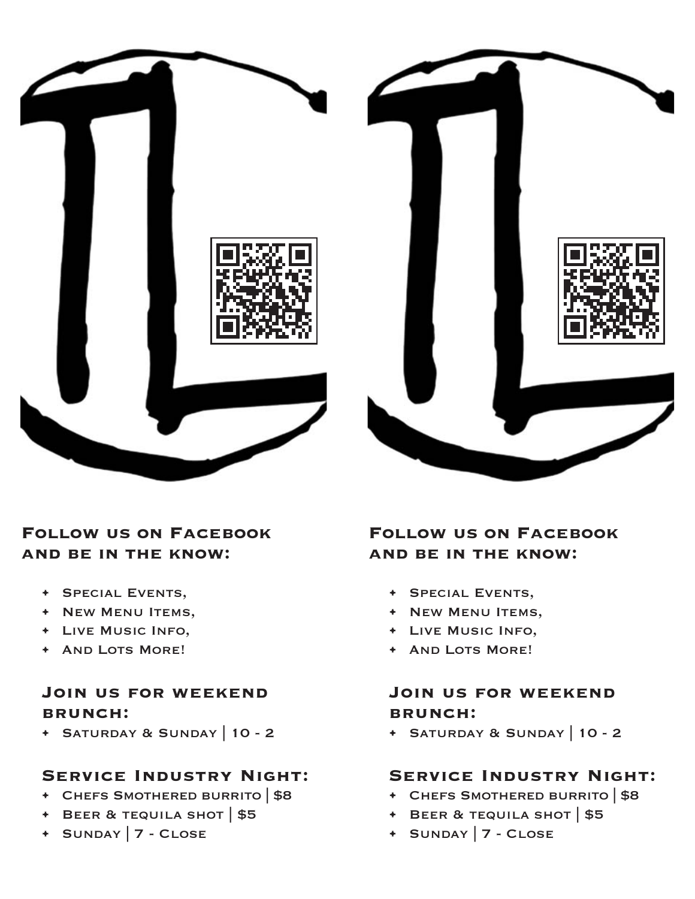## Follow us on Facebook and be in the know:

- Special Events,
- New Menu Items,
- Live Music Info,
- And Lots More!

### Join us for weekend brunch:

- Saturday & Sunday | 10 - 2

### Service Industry Night:

- Chefs Smothered burrito | $8
- Beer & tequila shot | $5
- Sunday | 7 - Close

## Follow us on Facebook and be in the know:

- Special Events,
- New Menu Items,
- Live Music Info,
- And Lots More!

### Join us for weekend brunch:

- Saturday & Sunday | 10 - 2

### Service Industry Night:

- Chefs Smothered burrito | $8
- Beer & tequila shot | $5
- Sunday | 7 - Close